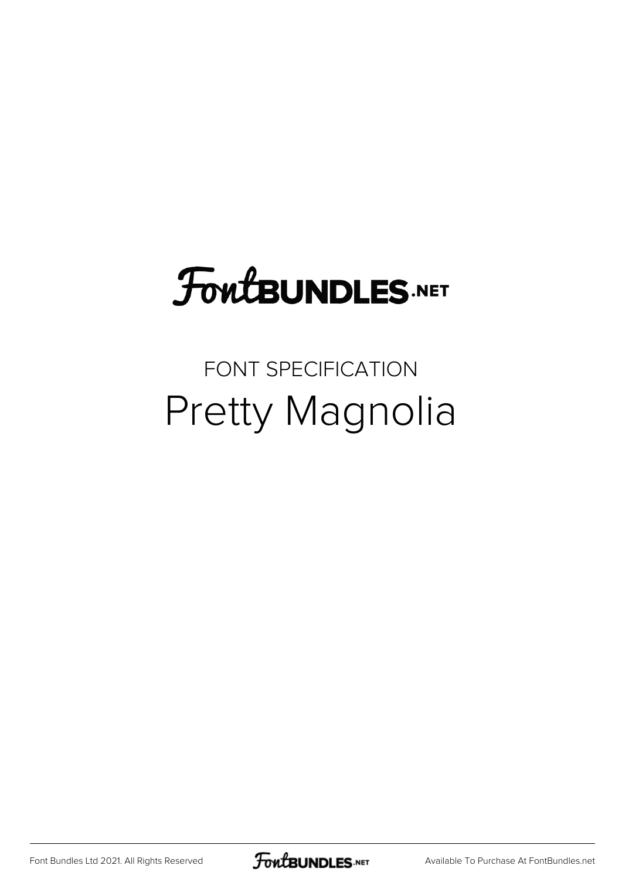FontBUNDLES.NET

FONT SPECIFICATION

# Pretty Magnolia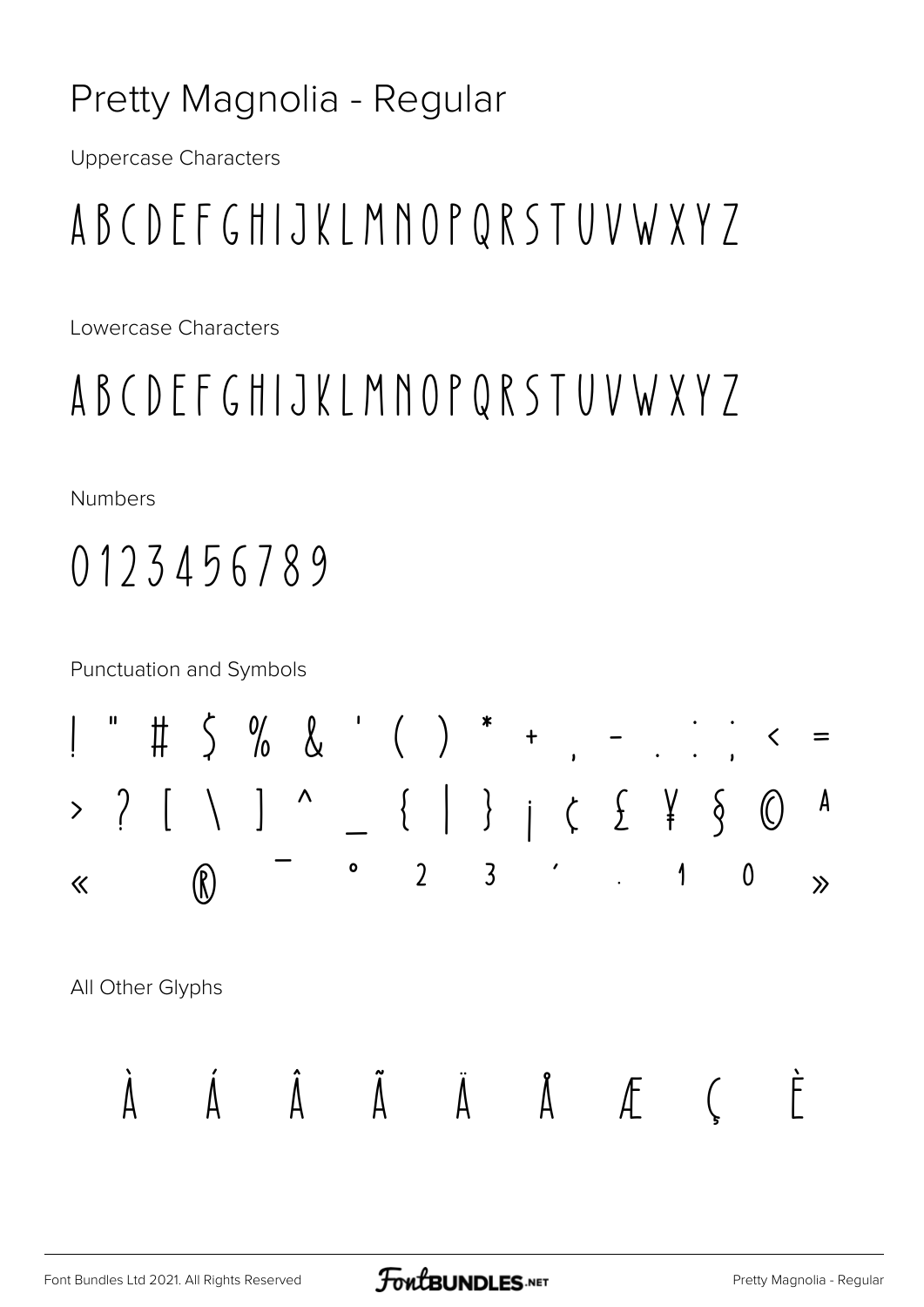# Pretty Magnolia - Regular

Uppercase Characters

ABCDEFGHIJKLMNOPQRSTUVWXYZ

Lowercase Characters

ABCDEFGHIJKLMNOPQRSTUVWXYZ

Numbers

0123456789

Punctuation and Symbols

! " # $ % & ' ( ) * + , - . : ; < =

> ? [ \ ] ^ _ { | } ¡ ¢ £ ¥ § © ª

« ® ¯ ° ² ³ ´ · ¹ º »

All Other Glyphs

À Á Â Ã Ä Å Æ Ç È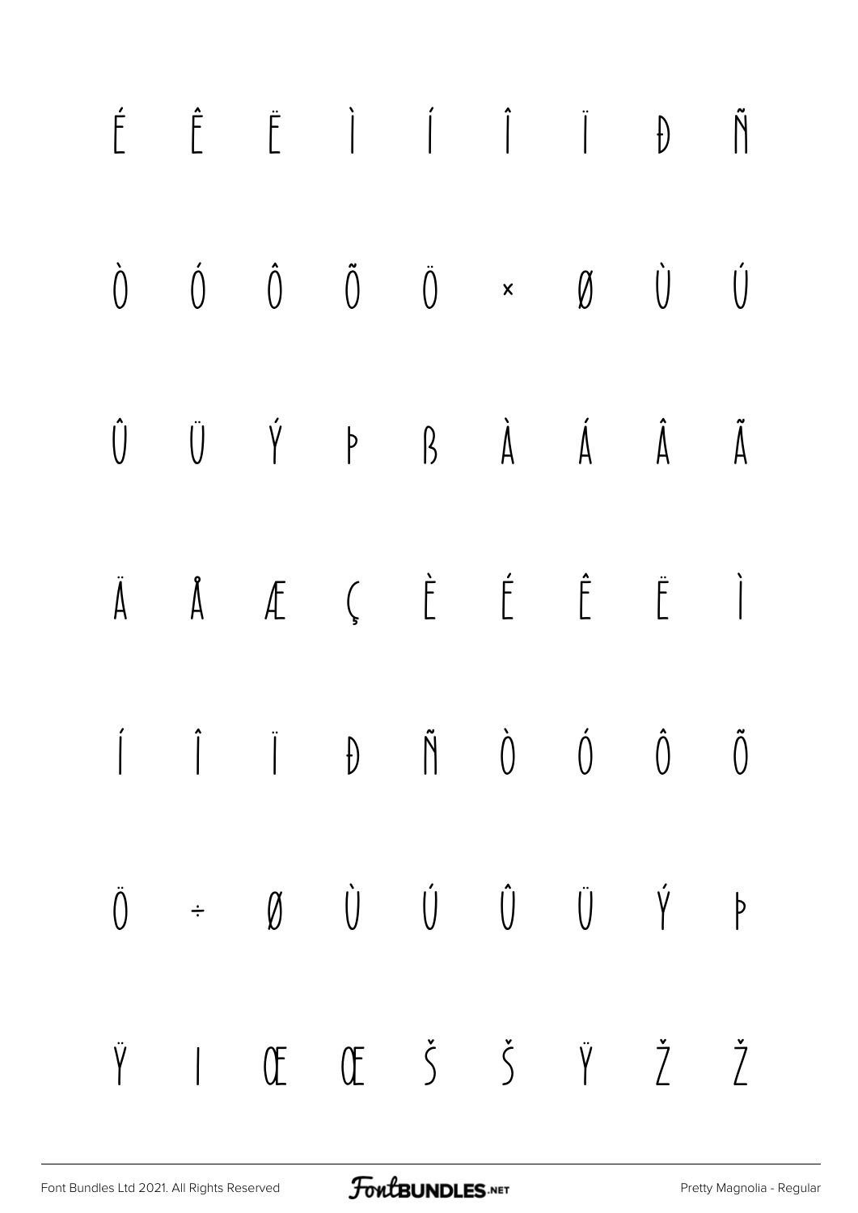É Ê Ë Ì Í Î Ï Ð Ñ

Ò Ó Ô Õ Ö × Ø Ù Ú

Û Ü Ý Þ ß À Á Â Ã

Ä Å Æ Ç È É Ê Ë Ì

Í Î Ï Ð Ñ Ò Ó Ô Õ

Ö ÷ Ø Ù Ú Û Ü Ý Þ

Ÿ ı Œ Œ Š Š Ÿ Ž Ž